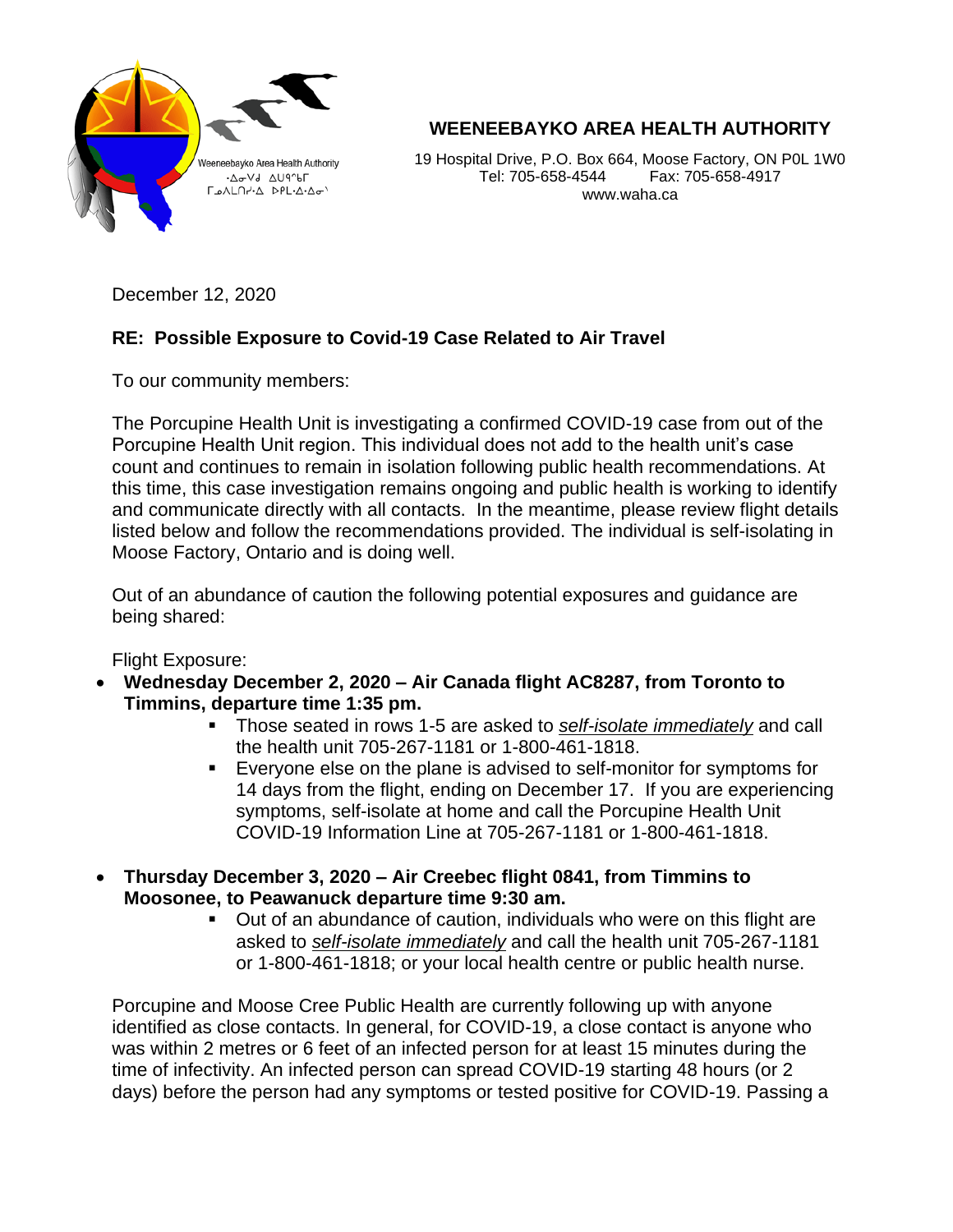Weeneebayko Area Health Authority
ᐧᐃᓂᐯᑯ ᐃᑌᐦᑲᒥ
ᒥᓅᐱᒪᑎᓰᐧᐃᐧᐃᓐ ᐅᑭᒫᐧᐃᐧᐃᓂᐤ

# WEENEEBAYKO AREA HEALTH AUTHORITY

19 Hospital Drive, P.O. Box 664, Moose Factory, ON P0L 1W0
Tel: 705-658-4544 Fax: 705-658-4917
www.waha.ca

December 12, 2020

**RE: Possible Exposure to Covid-19 Case Related to Air Travel**

To our community members:

The Porcupine Health Unit is investigating a confirmed COVID-19 case from out of the Porcupine Health Unit region. This individual does not add to the health unit's case count and continues to remain in isolation following public health recommendations. At this time, this case investigation remains ongoing and public health is working to identify and communicate directly with all contacts. In the meantime, please review flight details listed below and follow the recommendations provided. The individual is self-isolating in Moose Factory, Ontario and is doing well.

Out of an abundance of caution the following potential exposures and guidance are being shared:

Flight Exposure:

- **Wednesday December 2, 2020 – Air Canada flight AC8287, from Toronto to Timmins, departure time 1:35 pm.**
  - Those seated in rows 1-5 are asked to *self-isolate immediately* and call the health unit 705-267-1181 or 1-800-461-1818.
  - Everyone else on the plane is advised to self-monitor for symptoms for 14 days from the flight, ending on December 17. If you are experiencing symptoms, self-isolate at home and call the Porcupine Health Unit COVID-19 Information Line at 705-267-1181 or 1-800-461-1818.

- **Thursday December 3, 2020 – Air Creebec flight 0841, from Timmins to Moosonee, to Peawanuck departure time 9:30 am.**
  - Out of an abundance of caution, individuals who were on this flight are asked to *self-isolate immediately* and call the health unit 705-267-1181 or 1-800-461-1818; or your local health centre or public health nurse.

Porcupine and Moose Cree Public Health are currently following up with anyone identified as close contacts. In general, for COVID-19, a close contact is anyone who was within 2 metres or 6 feet of an infected person for at least 15 minutes during the time of infectivity. An infected person can spread COVID-19 starting 48 hours (or 2 days) before the person had any symptoms or tested positive for COVID-19. Passing a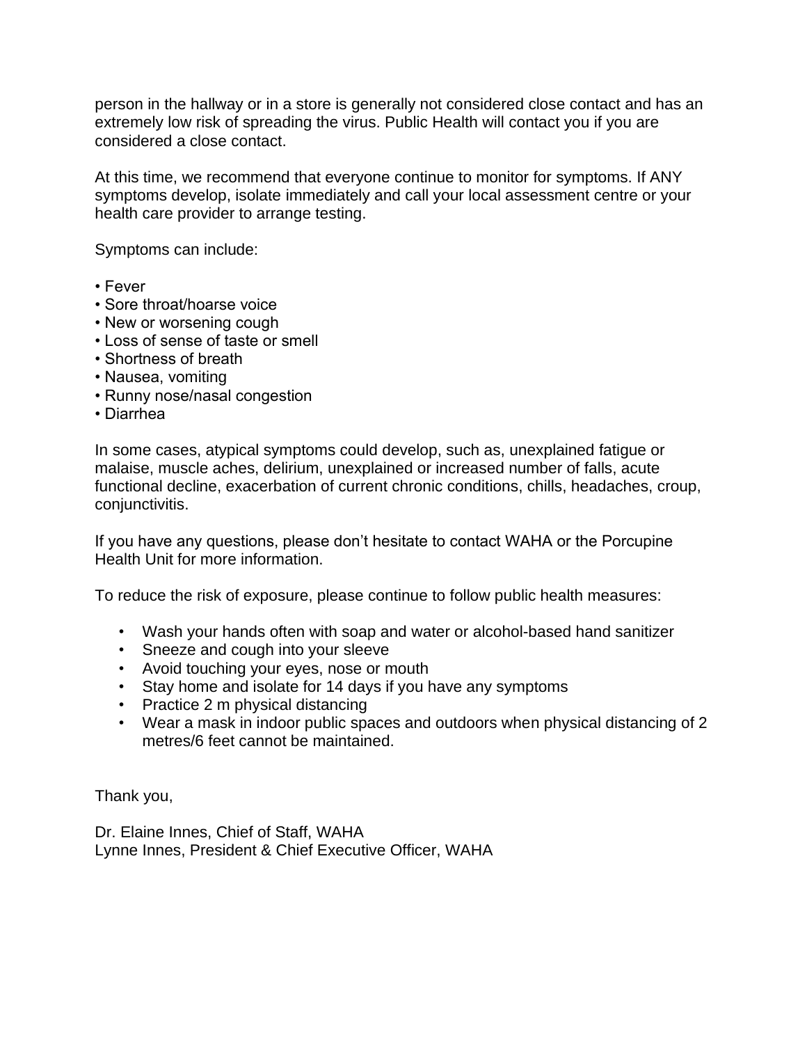person in the hallway or in a store is generally not considered close contact and has an extremely low risk of spreading the virus. Public Health will contact you if you are considered a close contact.

At this time, we recommend that everyone continue to monitor for symptoms. If ANY symptoms develop, isolate immediately and call your local assessment centre or your health care provider to arrange testing.

Symptoms can include:

- Fever
- Sore throat/hoarse voice
- New or worsening cough
- Loss of sense of taste or smell
- Shortness of breath
- Nausea, vomiting
- Runny nose/nasal congestion
- Diarrhea

In some cases, atypical symptoms could develop, such as, unexplained fatigue or malaise, muscle aches, delirium, unexplained or increased number of falls, acute functional decline, exacerbation of current chronic conditions, chills, headaches, croup, conjunctivitis.

If you have any questions, please don't hesitate to contact WAHA or the Porcupine Health Unit for more information.

To reduce the risk of exposure, please continue to follow public health measures:

- Wash your hands often with soap and water or alcohol-based hand sanitizer
- Sneeze and cough into your sleeve
- Avoid touching your eyes, nose or mouth
- Stay home and isolate for 14 days if you have any symptoms
- Practice 2 m physical distancing
- Wear a mask in indoor public spaces and outdoors when physical distancing of 2 metres/6 feet cannot be maintained.

Thank you,

Dr. Elaine Innes, Chief of Staff, WAHA
Lynne Innes, President & Chief Executive Officer, WAHA